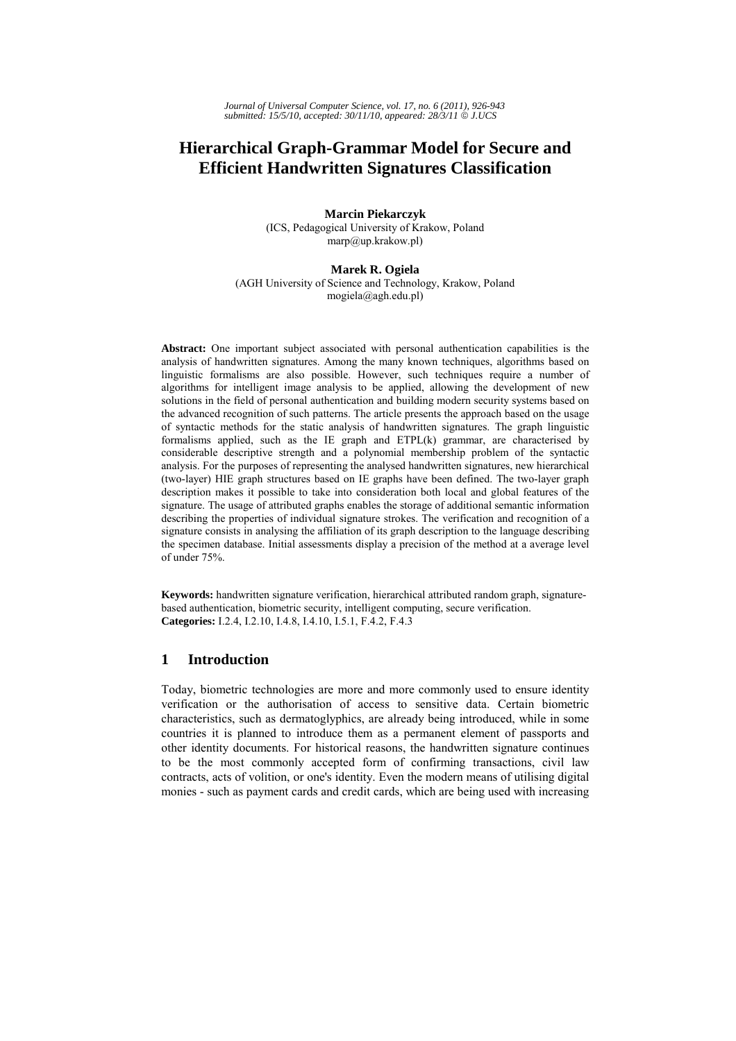# Hierarchical Graph-Grammar Model for Secure and Efficient Handwritten Signatures Classification

**Marcin Piekarczyk**
(ICS, Pedagogical University of Krakow, Poland
marp@up.krakow.pl)

**Marek R. Ogiela**
(AGH University of Science and Technology, Krakow, Poland
mogiela@agh.edu.pl)

**Abstract:** One important subject associated with personal authentication capabilities is the analysis of handwritten signatures. Among the many known techniques, algorithms based on linguistic formalisms are also possible. However, such techniques require a number of algorithms for intelligent image analysis to be applied, allowing the development of new solutions in the field of personal authentication and building modern security systems based on the advanced recognition of such patterns. The article presents the approach based on the usage of syntactic methods for the static analysis of handwritten signatures. The graph linguistic formalisms applied, such as the IE graph and ETPL(k) grammar, are characterised by considerable descriptive strength and a polynomial membership problem of the syntactic analysis. For the purposes of representing the analysed handwritten signatures, new hierarchical (two-layer) HIE graph structures based on IE graphs have been defined. The two-layer graph description makes it possible to take into consideration both local and global features of the signature. The usage of attributed graphs enables the storage of additional semantic information describing the properties of individual signature strokes. The verification and recognition of a signature consists in analysing the affiliation of its graph description to the language describing the specimen database. Initial assessments display a precision of the method at a average level of under 75%.

**Keywords:** handwritten signature verification, hierarchical attributed random graph, signature-based authentication, biometric security, intelligent computing, secure verification.
**Categories:** I.2.4, I.2.10, I.4.8, I.4.10, I.5.1, F.4.2, F.4.3

## 1 Introduction

Today, biometric technologies are more and more commonly used to ensure identity verification or the authorisation of access to sensitive data. Certain biometric characteristics, such as dermatoglyphics, are already being introduced, while in some countries it is planned to introduce them as a permanent element of passports and other identity documents. For historical reasons, the handwritten signature continues to be the most commonly accepted form of confirming transactions, civil law contracts, acts of volition, or one's identity. Even the modern means of utilising digital monies - such as payment cards and credit cards, which are being used with increasing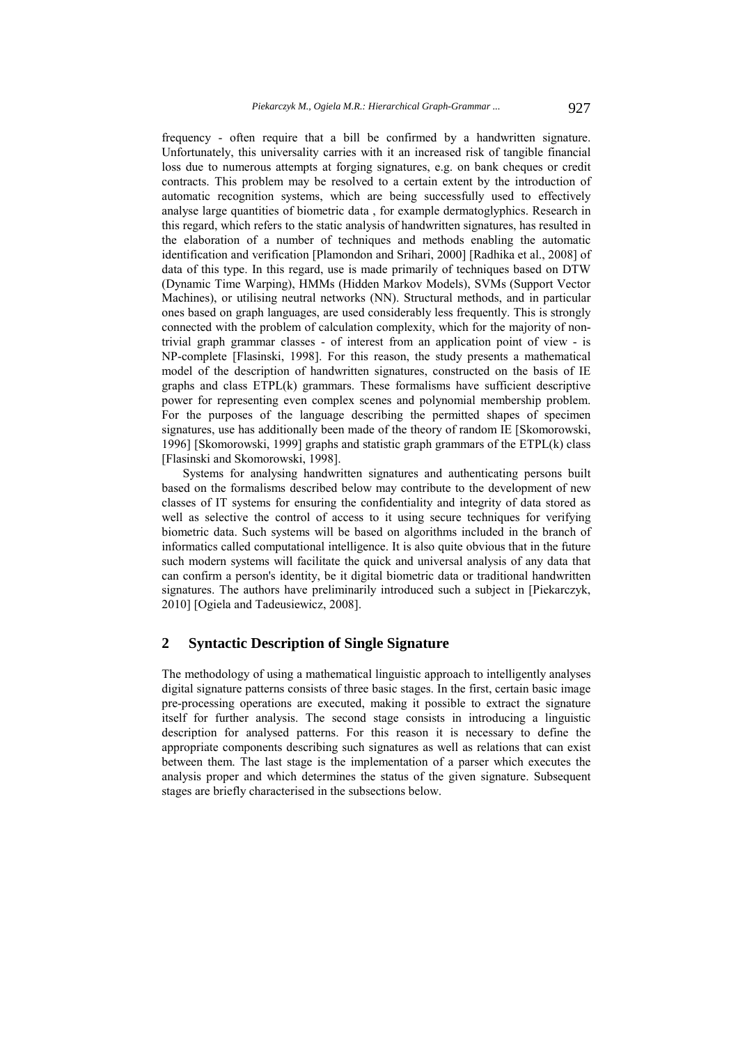frequency - often require that a bill be confirmed by a handwritten signature. Unfortunately, this universality carries with it an increased risk of tangible financial loss due to numerous attempts at forging signatures, e.g. on bank cheques or credit contracts. This problem may be resolved to a certain extent by the introduction of automatic recognition systems, which are being successfully used to effectively analyse large quantities of biometric data , for example dermatoglyphics. Research in this regard, which refers to the static analysis of handwritten signatures, has resulted in the elaboration of a number of techniques and methods enabling the automatic identification and verification [Plamondon and Srihari, 2000] [Radhika et al., 2008] of data of this type. In this regard, use is made primarily of techniques based on DTW (Dynamic Time Warping), HMMs (Hidden Markov Models), SVMs (Support Vector Machines), or utilising neutral networks (NN). Structural methods, and in particular ones based on graph languages, are used considerably less frequently. This is strongly connected with the problem of calculation complexity, which for the majority of non-trivial graph grammar classes - of interest from an application point of view - is NP-complete [Flasinski, 1998]. For this reason, the study presents a mathematical model of the description of handwritten signatures, constructed on the basis of IE graphs and class ETPL(k) grammars. These formalisms have sufficient descriptive power for representing even complex scenes and polynomial membership problem. For the purposes of the language describing the permitted shapes of specimen signatures, use has additionally been made of the theory of random IE [Skomorowski, 1996] [Skomorowski, 1999] graphs and statistic graph grammars of the ETPL(k) class [Flasinski and Skomorowski, 1998].

Systems for analysing handwritten signatures and authenticating persons built based on the formalisms described below may contribute to the development of new classes of IT systems for ensuring the confidentiality and integrity of data stored as well as selective the control of access to it using secure techniques for verifying biometric data. Such systems will be based on algorithms included in the branch of informatics called computational intelligence. It is also quite obvious that in the future such modern systems will facilitate the quick and universal analysis of any data that can confirm a person's identity, be it digital biometric data or traditional handwritten signatures. The authors have preliminarily introduced such a subject in [Piekarczyk, 2010] [Ogiela and Tadeusiewicz, 2008].

## 2 Syntactic Description of Single Signature

The methodology of using a mathematical linguistic approach to intelligently analyses digital signature patterns consists of three basic stages. In the first, certain basic image pre-processing operations are executed, making it possible to extract the signature itself for further analysis. The second stage consists in introducing a linguistic description for analysed patterns. For this reason it is necessary to define the appropriate components describing such signatures as well as relations that can exist between them. The last stage is the implementation of a parser which executes the analysis proper and which determines the status of the given signature. Subsequent stages are briefly characterised in the subsections below.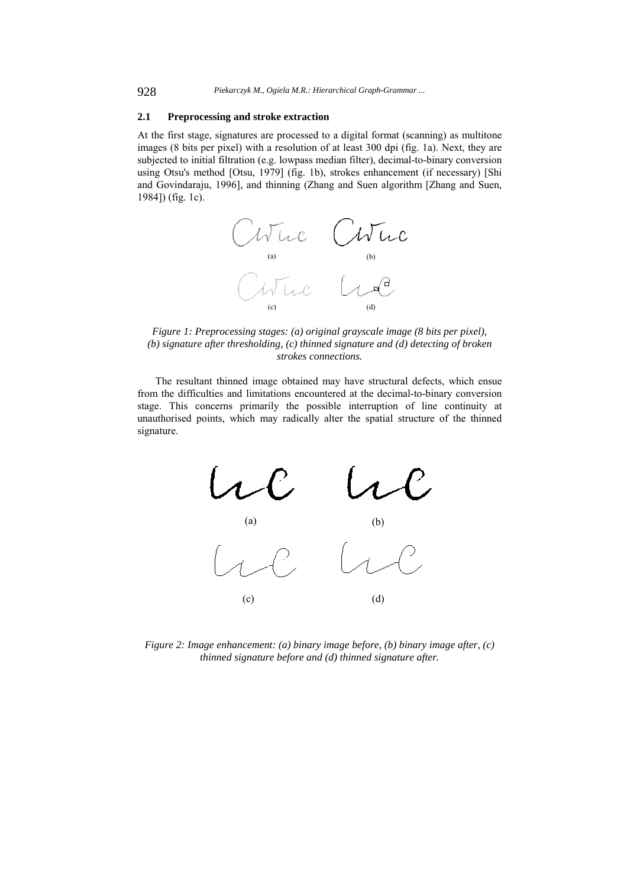### 2.1 Preprocessing and stroke extraction

At the first stage, signatures are processed to a digital format (scanning) as multitone images (8 bits per pixel) with a resolution of at least 300 dpi (fig. 1a). Next, they are subjected to initial filtration (e.g. lowpass median filter), decimal-to-binary conversion using Otsu's method [Otsu, 1979] (fig. 1b), strokes enhancement (if necessary) [Shi and Govindaraju, 1996], and thinning (Zhang and Suen algorithm [Zhang and Suen, 1984]) (fig. 1c).

*Figure 1: Preprocessing stages: (a) original grayscale image (8 bits per pixel), (b) signature after thresholding, (c) thinned signature and (d) detecting of broken strokes connections.*

The resultant thinned image obtained may have structural defects, which ensue from the difficulties and limitations encountered at the decimal-to-binary conversion stage. This concerns primarily the possible interruption of line continuity at unauthorised points, which may radically alter the spatial structure of the thinned signature.

*Figure 2: Image enhancement: (a) binary image before, (b) binary image after, (c) thinned signature before and (d) thinned signature after.*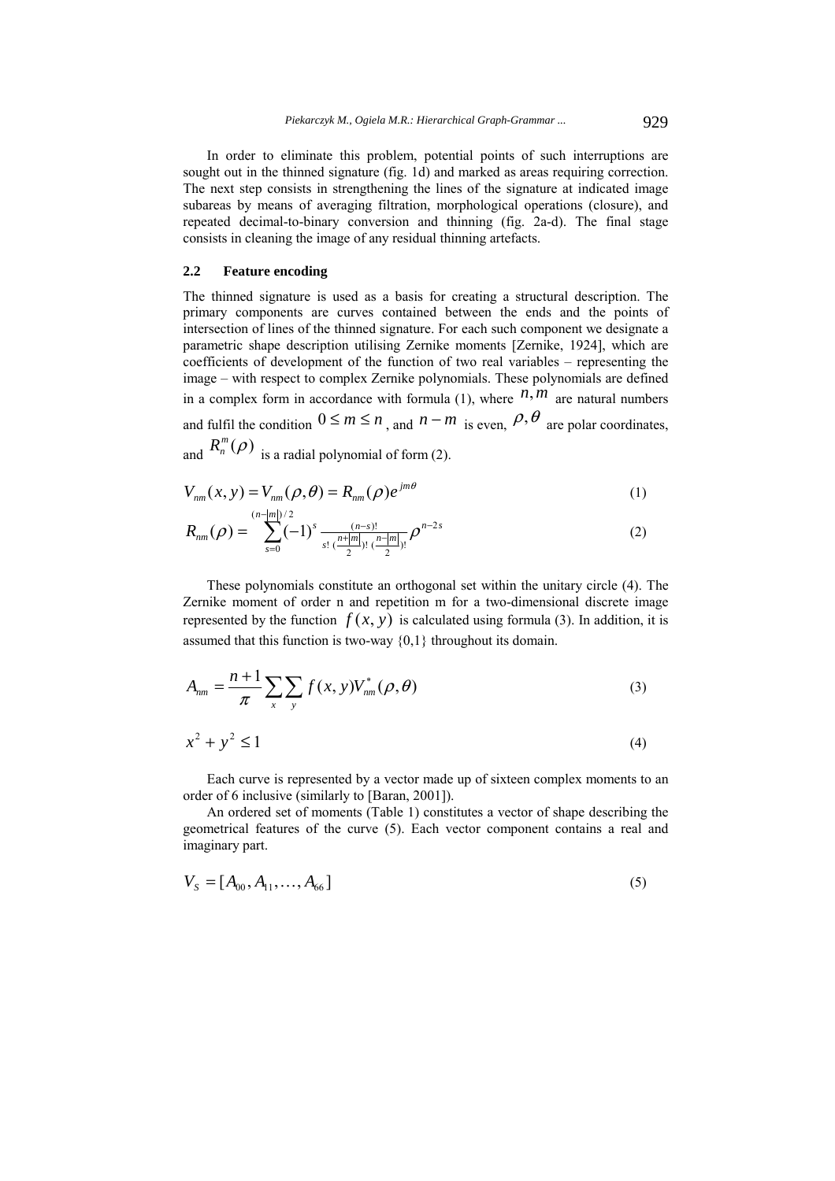In order to eliminate this problem, potential points of such interruptions are sought out in the thinned signature (fig. 1d) and marked as areas requiring correction. The next step consists in strengthening the lines of the signature at indicated image subareas by means of averaging filtration, morphological operations (closure), and repeated decimal-to-binary conversion and thinning (fig. 2a-d). The final stage consists in cleaning the image of any residual thinning artefacts.

### 2.2 Feature encoding

The thinned signature is used as a basis for creating a structural description. The primary components are curves contained between the ends and the points of intersection of lines of the thinned signature. For each such component we designate a parametric shape description utilising Zernike moments [Zernike, 1924], which are coefficients of development of the function of two real variables – representing the image – with respect to complex Zernike polynomials. These polynomials are defined in a complex form in accordance with formula (1), where $n, m$ are natural numbers and fulfil the condition $0 \leq m \leq n$, and $n - m$ is even, $\rho, \theta$ are polar coordinates, and $R_n^m(\rho)$ is a radial polynomial of form (2).

$$V_{nm}(x, y) = V_{nm}(\rho, \theta) = R_{nm}(\rho)e^{jm\theta} \tag{1}$$

$$R_{nm}(\rho) = \sum_{s=0}^{(n-|m|)/2} (-1)^s \frac{(n-s)!}{s!\,(\frac{n+|m|}{2})!\,(\frac{n-|m|}{2})!} \rho^{n-2s} \tag{2}$$

These polynomials constitute an orthogonal set within the unitary circle (4). The Zernike moment of order n and repetition m for a two-dimensional discrete image represented by the function $f(x, y)$ is calculated using formula (3). In addition, it is assumed that this function is two-way {0,1} throughout its domain.

$$A_{nm} = \frac{n+1}{\pi} \sum_x \sum_y f(x, y) V_{nm}^*(\rho, \theta) \tag{3}$$

$$x^2 + y^2 \leq 1 \tag{4}$$

Each curve is represented by a vector made up of sixteen complex moments to an order of 6 inclusive (similarly to [Baran, 2001]).

An ordered set of moments (Table 1) constitutes a vector of shape describing the geometrical features of the curve (5). Each vector component contains a real and imaginary part.

$$V_S = [A_{00}, A_{11}, \ldots, A_{66}] \tag{5}$$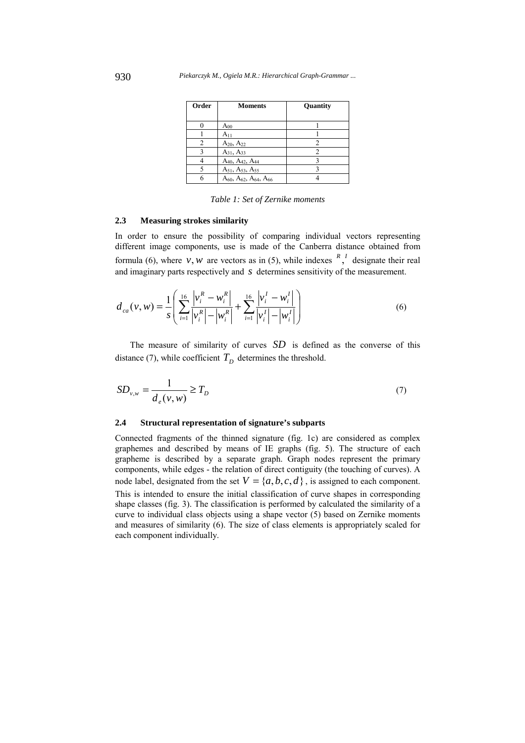| Order | Moments | Quantity |
| --- | --- | --- |
| 0 | $A_{00}$ | 1 |
| 1 | $A_{11}$ | 1 |
| 2 | $A_{20}$, $A_{22}$ | 2 |
| 3 | $A_{31}$, $A_{33}$ | 2 |
| 4 | $A_{40}$, $A_{42}$, $A_{44}$ | 3 |
| 5 | $A_{51}$, $A_{53}$, $A_{55}$ | 3 |
| 6 | $A_{60}$, $A_{62}$, $A_{64}$, $A_{66}$ | 4 |

*Table 1: Set of Zernike moments*

### 2.3 Measuring strokes similarity

In order to ensure the possibility of comparing individual vectors representing different image components, use is made of the Canberra distance obtained from formula (6), where $v, w$ are vectors as in (5), while indexes $^{R}, ^{I}$ designate their real and imaginary parts respectively and $s$ determines sensitivity of the measurement.

$$d_{ca}(v,w) = \frac{1}{s}\left( \sum_{i=1}^{16} \frac{\left|v_i^R - w_i^R\right|}{\left|v_i^R\right| - \left|w_i^R\right|} + \sum_{i=1}^{16} \frac{\left|v_i^I - w_i^I\right|}{\left|v_i^I\right| - \left|w_i^I\right|} \right) \tag{6}$$

The measure of similarity of curves $SD$ is defined as the converse of this distance (7), while coefficient $T_D$ determines the threshold.

$$SD_{v,w} = \frac{1}{d_e(v,w)} \geq T_D \tag{7}$$

### 2.4 Structural representation of signature's subparts

Connected fragments of the thinned signature (fig. 1c) are considered as complex graphemes and described by means of IE graphs (fig. 5). The structure of each grapheme is described by a separate graph. Graph nodes represent the primary components, while edges - the relation of direct contiguity (the touching of curves). A node label, designated from the set $V = \{a, b, c, d\}$, is assigned to each component. This is intended to ensure the initial classification of curve shapes in corresponding shape classes (fig. 3). The classification is performed by calculated the similarity of a curve to individual class objects using a shape vector (5) based on Zernike moments and measures of similarity (6). The size of class elements is appropriately scaled for each component individually.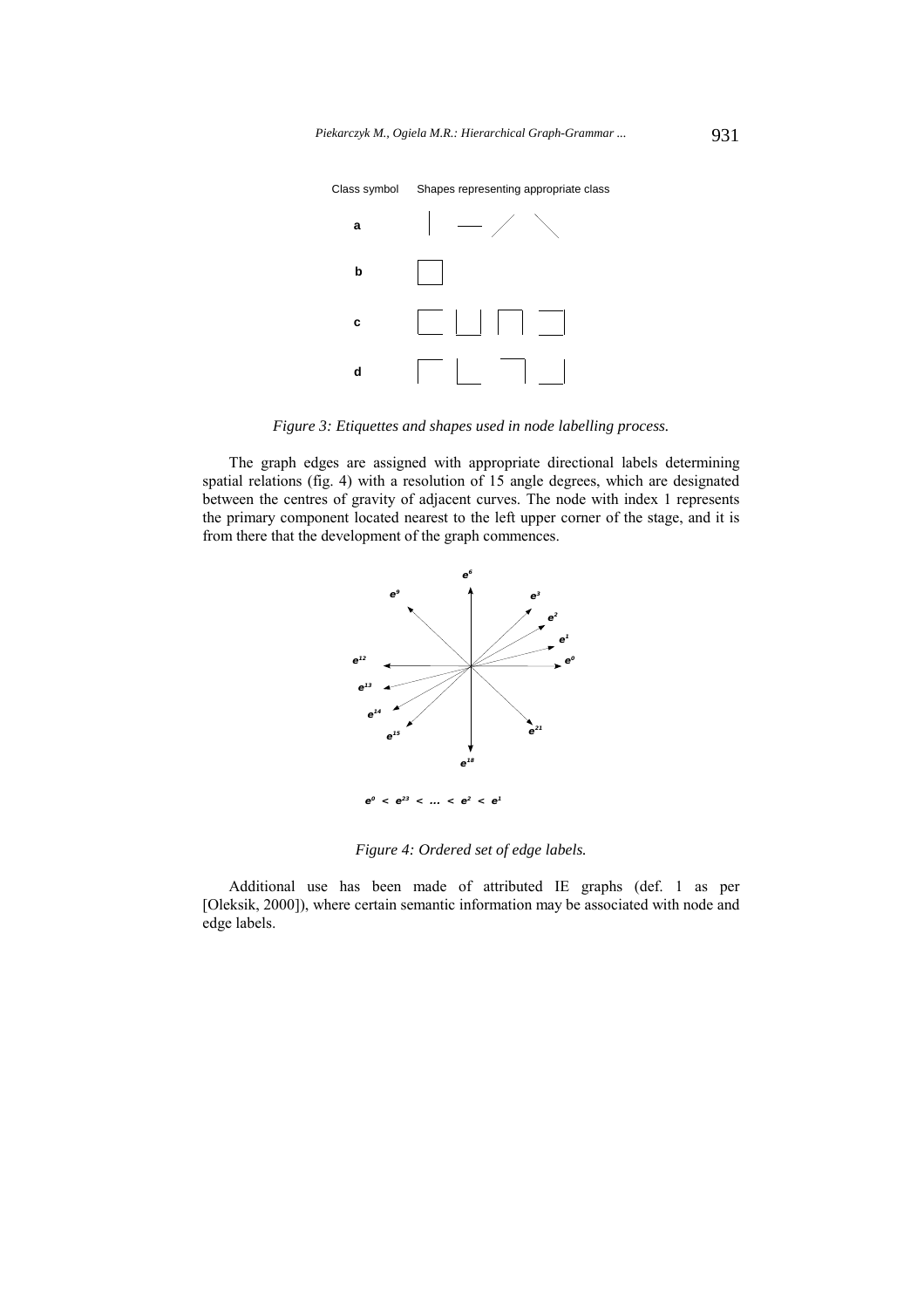Class symbol Shapes representing appropriate class

**a**

**b**

**c**

**d**

*Figure 3: Etiquettes and shapes used in node labelling process.*

The graph edges are assigned with appropriate directional labels determining spatial relations (fig. 4) with a resolution of 15 angle degrees, which are designated between the centres of gravity of adjacent curves. The node with index 1 represents the primary component located nearest to the left upper corner of the stage, and it is from there that the development of the graph commences.

$e^0 < e^{23} < \ldots < e^2 < e^1$

*Figure 4: Ordered set of edge labels.*

Additional use has been made of attributed IE graphs (def. 1 as per [Oleksik, 2000]), where certain semantic information may be associated with node and edge labels.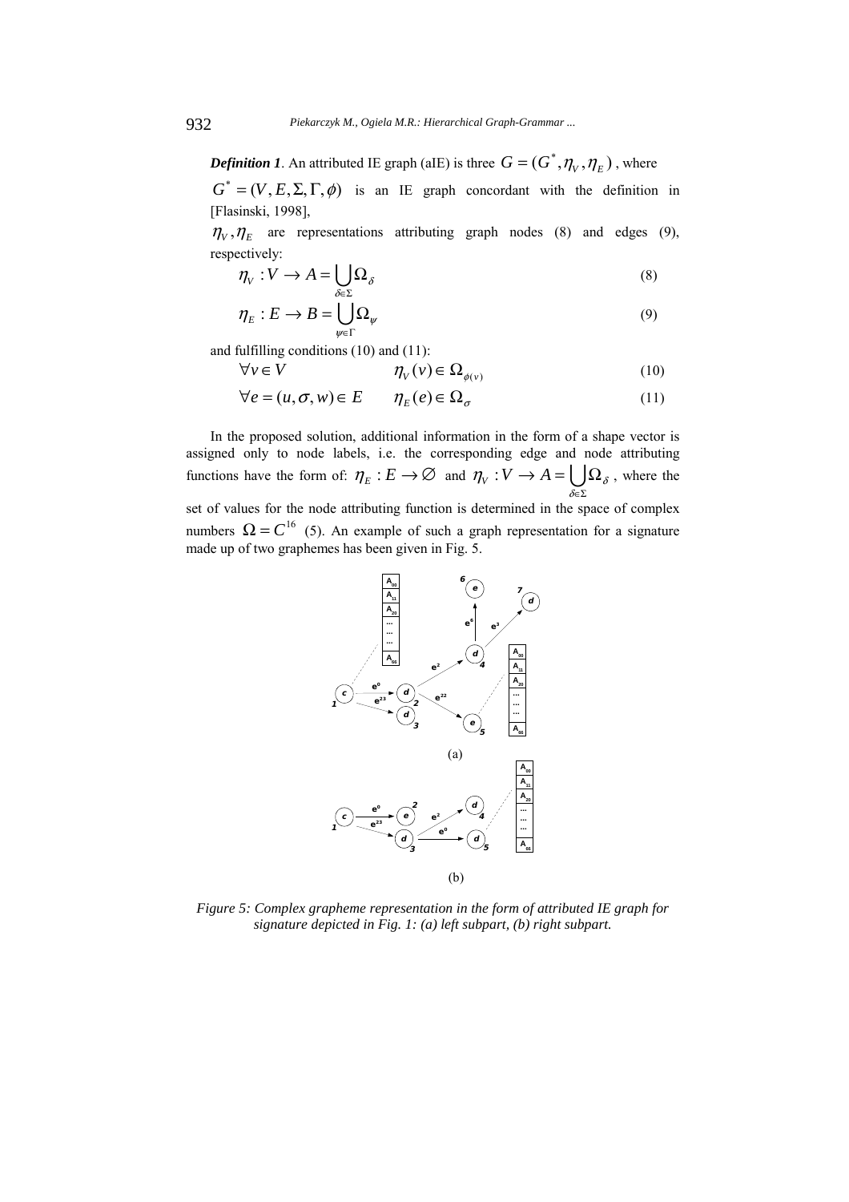***Definition 1***. An attributed IE graph (aIE) is three $G = (G^{*}, \eta_V, \eta_E)$, where

$G^{*} = (V, E, \Sigma, \Gamma, \phi)$ is an IE graph concordant with the definition in [Flasinski, 1998],

$\eta_V, \eta_E$ are representations attributing graph nodes (8) and edges (9), respectively:

$$\eta_V : V \rightarrow A = \bigcup_{\delta \in \Sigma} \Omega_{\delta} \tag{8}$$

$$\eta_E : E \rightarrow B = \bigcup_{\psi \in \Gamma} \Omega_{\psi} \tag{9}$$

and fulfilling conditions (10) and (11):

$$\forall v \in V \qquad \eta_V(v) \in \Omega_{\phi(v)} \tag{10}$$

$$\forall e = (u, \sigma, w) \in E \qquad \eta_E(e) \in \Omega_{\sigma} \tag{11}$$

In the proposed solution, additional information in the form of a shape vector is assigned only to node labels, i.e. the corresponding edge and node attributing functions have the form of: $\eta_E : E \rightarrow \varnothing$ and $\eta_V : V \rightarrow A = \bigcup_{\delta \in \Sigma} \Omega_{\delta}$, where the set of values for the node attributing function is determined in the space of complex numbers $\Omega = C^{16}$ (5). An example of such a graph representation for a signature made up of two graphemes has been given in Fig. 5.

(a)

(b)

*Figure 5: Complex grapheme representation in the form of attributed IE graph for signature depicted in Fig. 1: (a) left subpart, (b) right subpart.*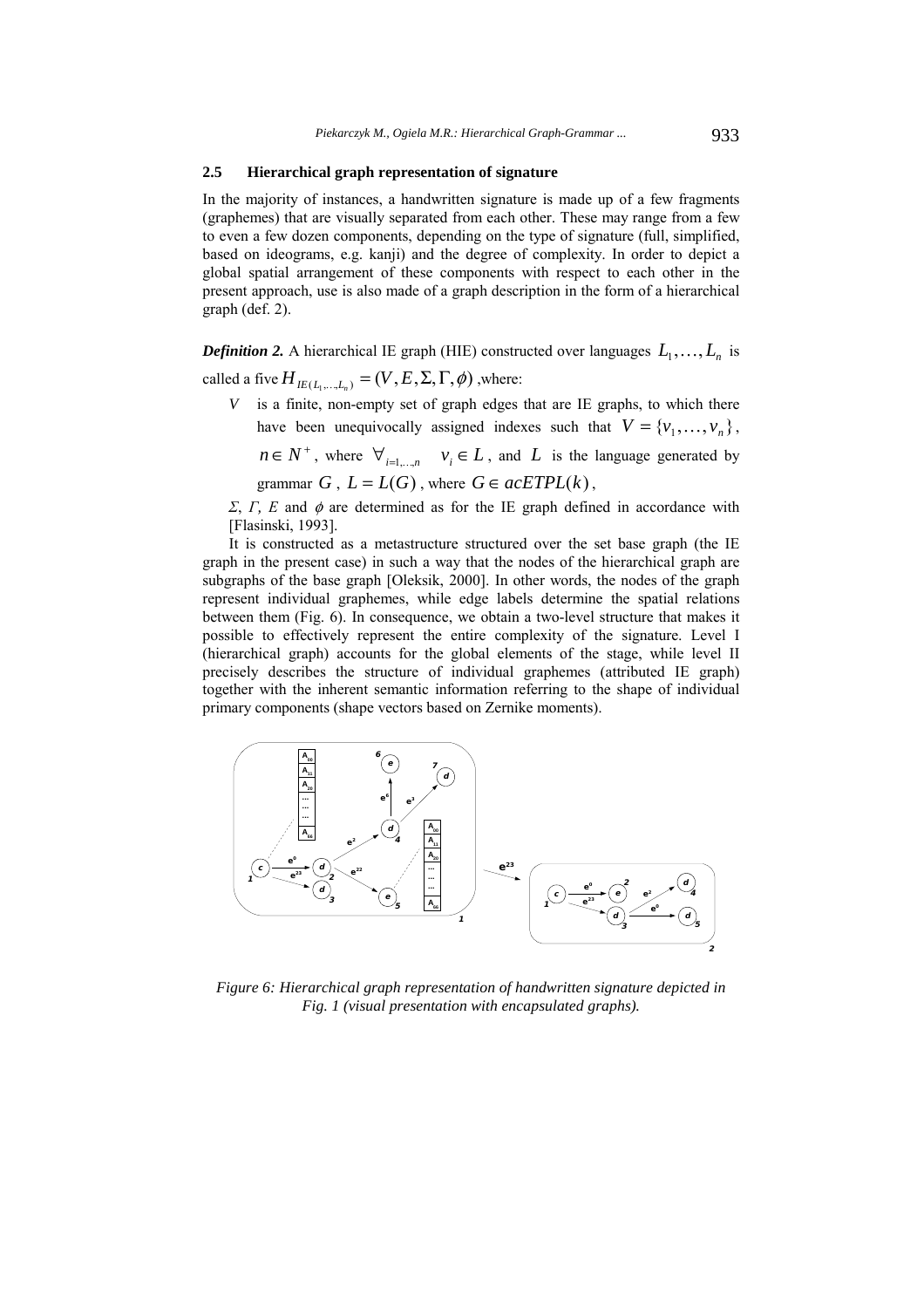### 2.5 Hierarchical graph representation of signature

In the majority of instances, a handwritten signature is made up of a few fragments (graphemes) that are visually separated from each other. These may range from a few to even a few dozen components, depending on the type of signature (full, simplified, based on ideograms, e.g. kanji) and the degree of complexity. In order to depict a global spatial arrangement of these components with respect to each other in the present approach, use is also made of a graph description in the form of a hierarchical graph (def. 2).

***Definition 2.*** A hierarchical IE graph (HIE) constructed over languages $L_1, \ldots, L_n$ is called a five $H_{IE(L_1,\ldots,L_n)} = (V, E, \Sigma, \Gamma, \phi)$ ,where:

- $V$ is a finite, non-empty set of graph edges that are IE graphs, to which there have been unequivocally assigned indexes such that $V = \{v_1, \ldots, v_n\}$, $n \in N^+$, where $\forall_{i=1,\ldots,n} \quad v_i \in L$, and $L$ is the language generated by grammar $G$, $L = L(G)$, where $G \in acETPL(k)$,
- $\Sigma$, $\Gamma$, $E$ and $\phi$ are determined as for the IE graph defined in accordance with [Flasinski, 1993].

It is constructed as a metastructure structured over the set base graph (the IE graph in the present case) in such a way that the nodes of the hierarchical graph are subgraphs of the base graph [Oleksik, 2000]. In other words, the nodes of the graph represent individual graphemes, while edge labels determine the spatial relations between them (Fig. 6). In consequence, we obtain a two-level structure that makes it possible to effectively represent the entire complexity of the signature. Level I (hierarchical graph) accounts for the global elements of the stage, while level II precisely describes the structure of individual graphemes (attributed IE graph) together with the inherent semantic information referring to the shape of individual primary components (shape vectors based on Zernike moments).

*Figure 6: Hierarchical graph representation of handwritten signature depicted in Fig. 1 (visual presentation with encapsulated graphs).*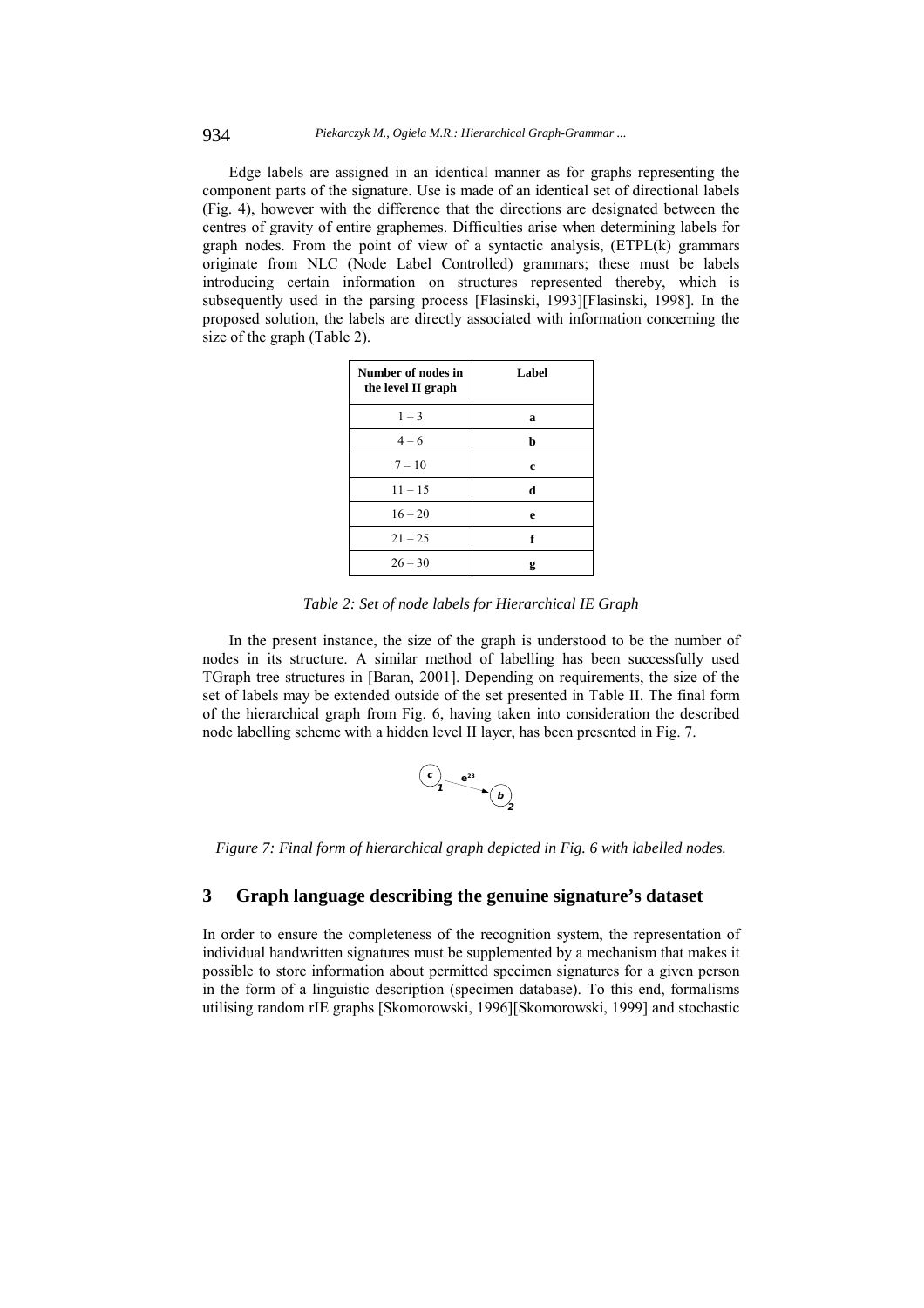Edge labels are assigned in an identical manner as for graphs representing the component parts of the signature. Use is made of an identical set of directional labels (Fig. 4), however with the difference that the directions are designated between the centres of gravity of entire graphemes. Difficulties arise when determining labels for graph nodes. From the point of view of a syntactic analysis, (ETPL(k) grammars originate from NLC (Node Label Controlled) grammars; these must be labels introducing certain information on structures represented thereby, which is subsequently used in the parsing process [Flasinski, 1993][Flasinski, 1998]. In the proposed solution, the labels are directly associated with information concerning the size of the graph (Table 2).

| Number of nodes in the level II graph | Label |
|---|---|
| 1 – 3 | **a** |
| 4 – 6 | **b** |
| 7 – 10 | **c** |
| 11 – 15 | **d** |
| 16 – 20 | **e** |
| 21 – 25 | **f** |
| 26 – 30 | **g** |

*Table 2: Set of node labels for Hierarchical IE Graph*

In the present instance, the size of the graph is understood to be the number of nodes in its structure. A similar method of labelling has been successfully used TGraph tree structures in [Baran, 2001]. Depending on requirements, the size of the set of labels may be extended outside of the set presented in Table II. The final form of the hierarchical graph from Fig. 6, having taken into consideration the described node labelling scheme with a hidden level II layer, has been presented in Fig. 7.

*Figure 7: Final form of hierarchical graph depicted in Fig. 6 with labelled nodes.*

## 3 Graph language describing the genuine signature's dataset

In order to ensure the completeness of the recognition system, the representation of individual handwritten signatures must be supplemented by a mechanism that makes it possible to store information about permitted specimen signatures for a given person in the form of a linguistic description (specimen database). To this end, formalisms utilising random rIE graphs [Skomorowski, 1996][Skomorowski, 1999] and stochastic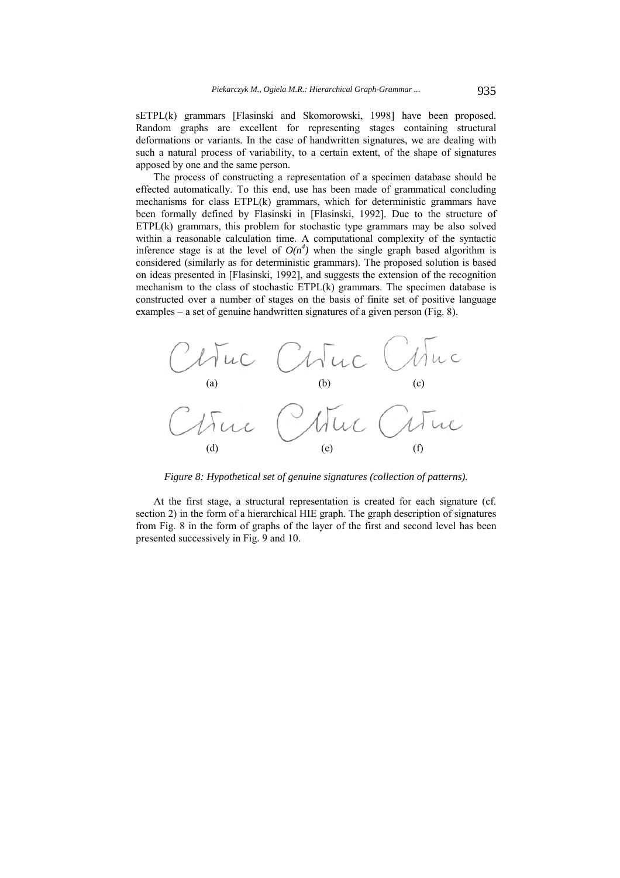sETPL(k) grammars [Flasinski and Skomorowski, 1998] have been proposed. Random graphs are excellent for representing stages containing structural deformations or variants. In the case of handwritten signatures, we are dealing with such a natural process of variability, to a certain extent, of the shape of signatures apposed by one and the same person.

The process of constructing a representation of a specimen database should be effected automatically. To this end, use has been made of grammatical concluding mechanisms for class ETPL(k) grammars, which for deterministic grammars have been formally defined by Flasinski in [Flasinski, 1992]. Due to the structure of ETPL(k) grammars, this problem for stochastic type grammars may be also solved within a reasonable calculation time. A computational complexity of the syntactic inference stage is at the level of $O(n^4)$ when the single graph based algorithm is considered (similarly as for deterministic grammars). The proposed solution is based on ideas presented in [Flasinski, 1992], and suggests the extension of the recognition mechanism to the class of stochastic ETPL(k) grammars. The specimen database is constructed over a number of stages on the basis of finite set of positive language examples – a set of genuine handwritten signatures of a given person (Fig. 8).

(a) (b) (c)

(d) (e) (f)

*Figure 8: Hypothetical set of genuine signatures (collection of patterns).*

At the first stage, a structural representation is created for each signature (cf. section 2) in the form of a hierarchical HIE graph. The graph description of signatures from Fig. 8 in the form of graphs of the layer of the first and second level has been presented successively in Fig. 9 and 10.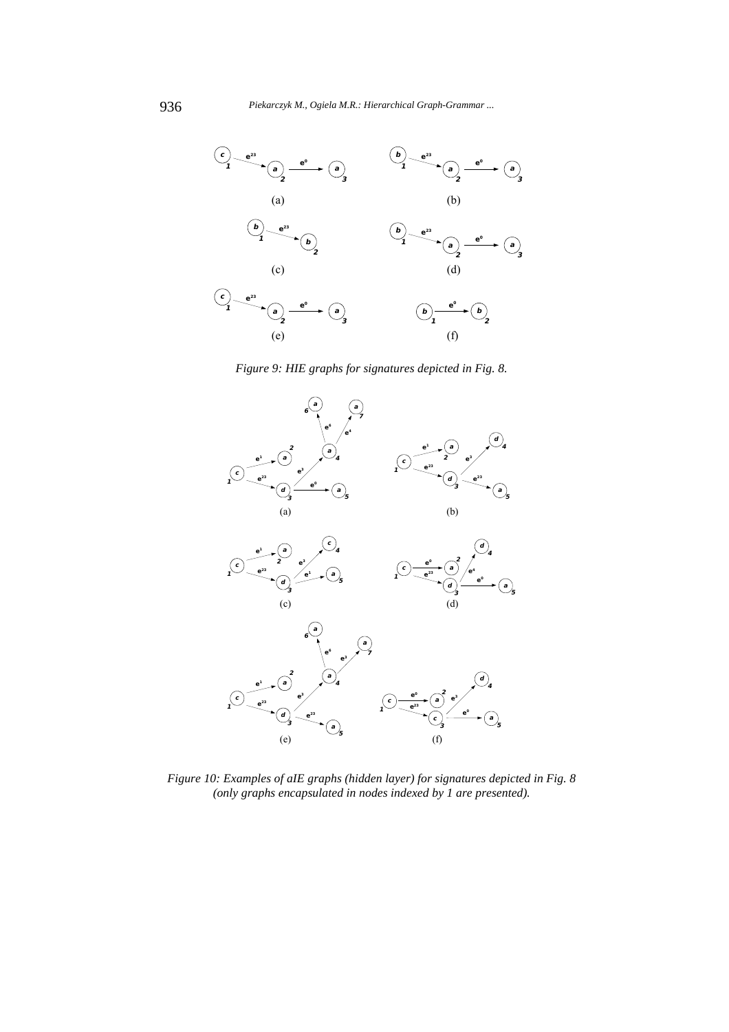Figure 9: HIE graphs for signatures depicted in Fig. 8.

Figure 10: Examples of aIE graphs (hidden layer) for signatures depicted in Fig. 8 (only graphs encapsulated in nodes indexed by 1 are presented).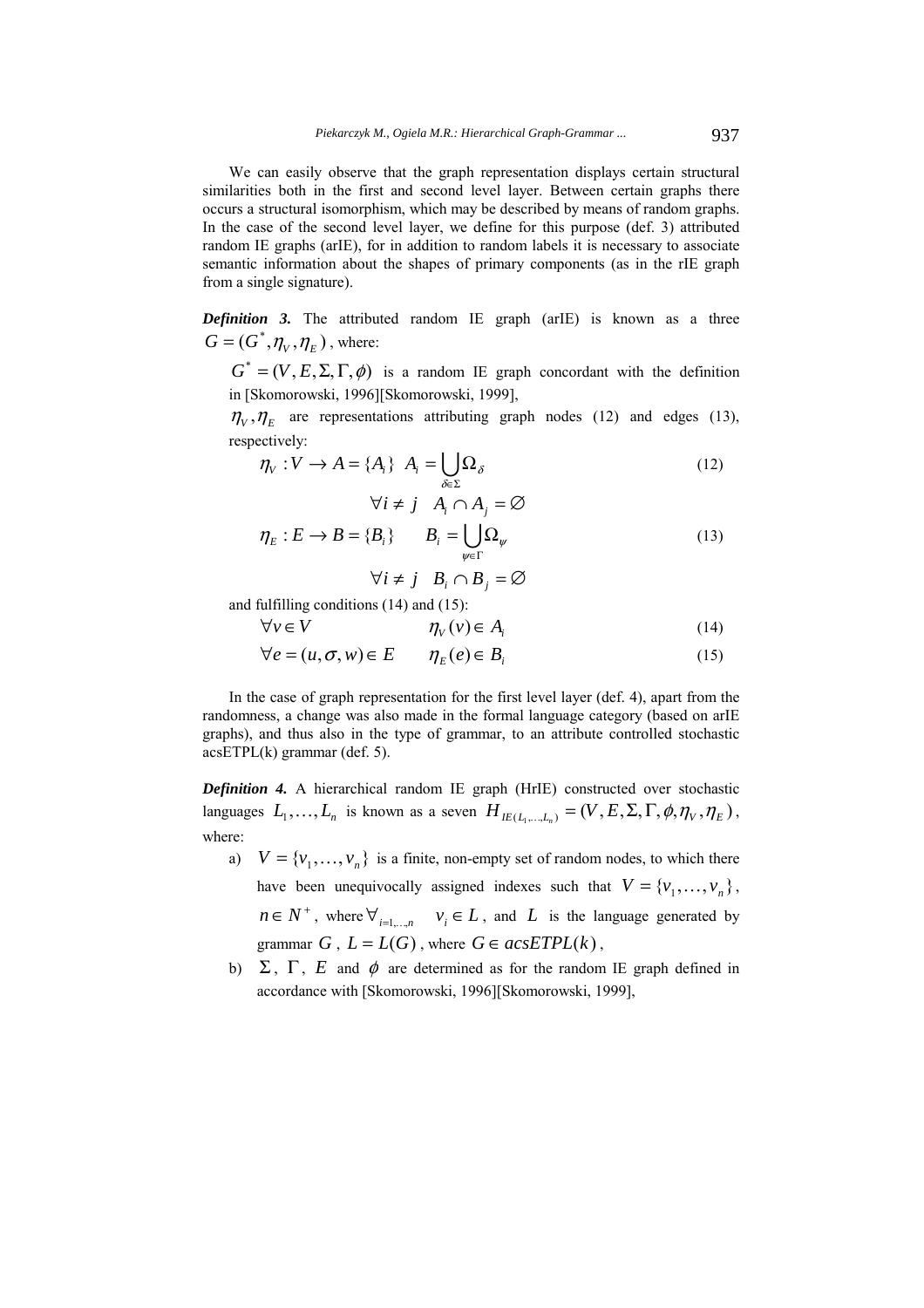We can easily observe that the graph representation displays certain structural similarities both in the first and second level layer. Between certain graphs there occurs a structural isomorphism, which may be described by means of random graphs. In the case of the second level layer, we define for this purpose (def. 3) attributed random IE graphs (arIE), for in addition to random labels it is necessary to associate semantic information about the shapes of primary components (as in the rIE graph from a single signature).

***Definition 3.*** The attributed random IE graph (arIE) is known as a three $G = (G^*, \eta_V, \eta_E)$, where:

$G^* = (V, E, \Sigma, \Gamma, \phi)$ is a random IE graph concordant with the definition in [Skomorowski, 1996][Skomorowski, 1999],

$\eta_V, \eta_E$ are representations attributing graph nodes (12) and edges (13), respectively:

$$\eta_V : V \rightarrow A = \{A_i\} \quad A_i = \bigcup_{\delta \in \Sigma} \Omega_\delta \tag{12}$$

$$\forall i \neq j \quad A_i \cap A_j = \varnothing$$

$$\eta_E : E \rightarrow B = \{B_i\} \qquad B_i = \bigcup_{\psi \in \Gamma} \Omega_\psi \tag{13}$$

$$\forall i \neq j \quad B_i \cap B_j = \varnothing$$

and fulfilling conditions (14) and (15):

$$\forall v \in V \qquad\qquad \eta_V(v) \in A_i \tag{14}$$

$$\forall e = (u, \sigma, w) \in E \qquad \eta_E(e) \in B_i \tag{15}$$

In the case of graph representation for the first level layer (def. 4), apart from the randomness, a change was also made in the formal language category (based on arIE graphs), and thus also in the type of grammar, to an attribute controlled stochastic acsETPL(k) grammar (def. 5).

***Definition 4.*** A hierarchical random IE graph (HrIE) constructed over stochastic languages $L_1, \ldots, L_n$ is known as a seven $H_{IE(L_1,\ldots,L_n)} = (V, E, \Sigma, \Gamma, \phi, \eta_V, \eta_E)$, where:

a) $V = \{v_1, \ldots, v_n\}$ is a finite, non-empty set of random nodes, to which there have been unequivocally assigned indexes such that $V = \{v_1, \ldots, v_n\}$, $n \in N^+$, where $\forall_{i=1,\ldots,n} \quad v_i \in L$, and $L$ is the language generated by grammar $G$, $L = L(G)$, where $G \in acsETPL(k)$,

b) $\Sigma$, $\Gamma$, $E$ and $\phi$ are determined as for the random IE graph defined in accordance with [Skomorowski, 1996][Skomorowski, 1999],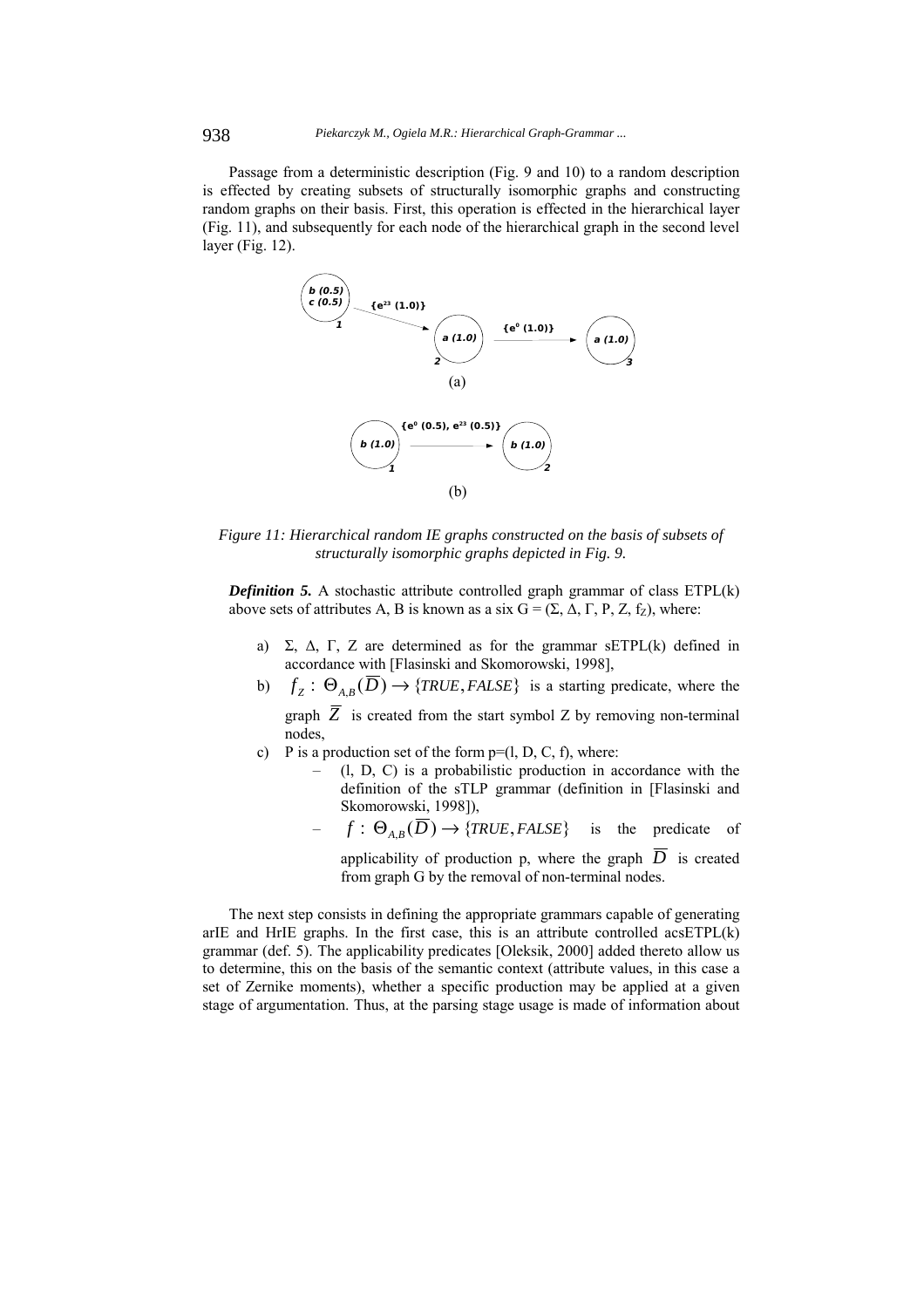Passage from a deterministic description (Fig. 9 and 10) to a random description is effected by creating subsets of structurally isomorphic graphs and constructing random graphs on their basis. First, this operation is effected in the hierarchical layer (Fig. 11), and subsequently for each node of the hierarchical graph in the second level layer (Fig. 12).

Figure 11: Hierarchical random IE graphs constructed on the basis of subsets of structurally isomorphic graphs depicted in Fig. 9.

***Definition 5.*** A stochastic attribute controlled graph grammar of class ETPL(k) above sets of attributes A, B is known as a six G = (Σ, Δ, Γ, P, Z, $f_Z$), where:

a) Σ, Δ, Γ, Z are determined as for the grammar sETPL(k) defined in accordance with [Flasinski and Skomorowski, 1998],

b) $f_Z : \Theta_{A,B}(\overline{D}) \rightarrow \{TRUE, FALSE\}$ is a starting predicate, where the graph $\overline{Z}$ is created from the start symbol Z by removing non-terminal nodes,

c) P is a production set of the form p=(l, D, C, f), where:
   - (l, D, C) is a probabilistic production in accordance with the definition of the sTLP grammar (definition in [Flasinski and Skomorowski, 1998]),
   - $f : \Theta_{A,B}(\overline{D}) \rightarrow \{TRUE, FALSE\}$ is the predicate of applicability of production p, where the graph $\overline{D}$ is created from graph G by the removal of non-terminal nodes.

The next step consists in defining the appropriate grammars capable of generating arIE and HrIE graphs. In the first case, this is an attribute controlled acsETPL(k) grammar (def. 5). The applicability predicates [Oleksik, 2000] added thereto allow us to determine, this on the basis of the semantic context (attribute values, in this case a set of Zernike moments), whether a specific production may be applied at a given stage of argumentation. Thus, at the parsing stage usage is made of information about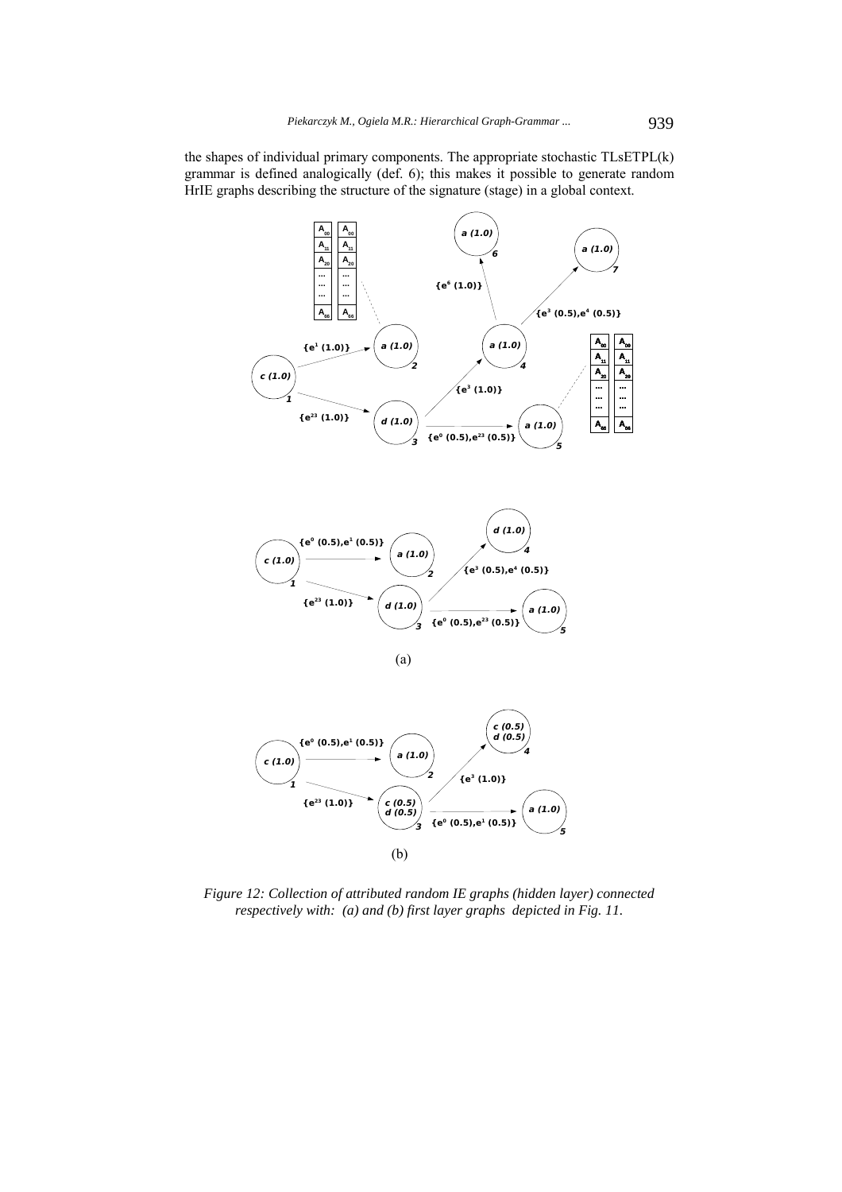the shapes of individual primary components. The appropriate stochastic TLsETPL(k) grammar is defined analogically (def. 6); this makes it possible to generate random HrIE graphs describing the structure of the signature (stage) in a global context.

*Figure 12: Collection of attributed random IE graphs (hidden layer) connected respectively with: (a) and (b) first layer graphs depicted in Fig. 11.*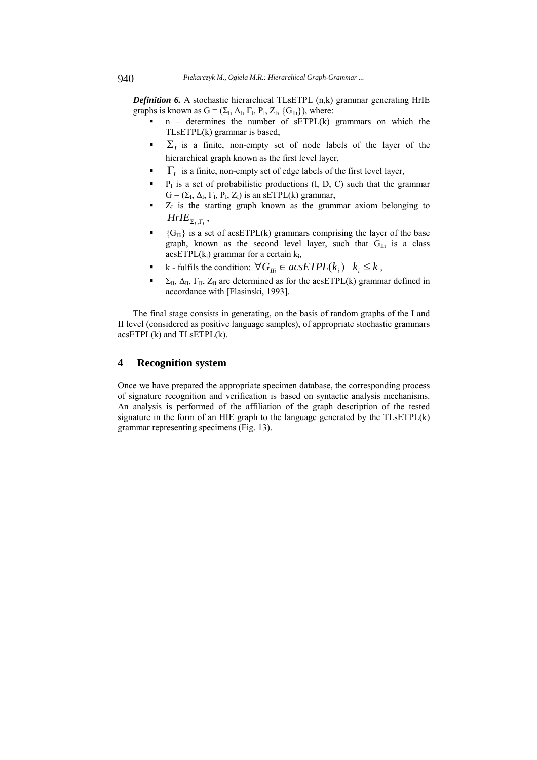***Definition 6.*** A stochastic hierarchical TLsETPL (n,k) grammar generating HrIE graphs is known as $G = (\Sigma_I, \Delta_I, \Gamma_I, P_I, Z_I, \{G_{IIi}\})$, where:

- n – determines the number of sETPL(k) grammars on which the TLsETPL(k) grammar is based,
- $\Sigma_I$ is a finite, non-empty set of node labels of the layer of the hierarchical graph known as the first level layer,
- $\Gamma_I$ is a finite, non-empty set of edge labels of the first level layer,
- $P_I$ is a set of probabilistic productions (l, D, C) such that the grammar $G = (\Sigma_I, \Delta_I, \Gamma_I, P_I, Z_I)$ is an sETPL(k) grammar,
- $Z_I$ is the starting graph known as the grammar axiom belonging to $HrIE_{\Sigma_I,\Gamma_I}$,
- $\{G_{IIi}\}$ is a set of acsETPL(k) grammars comprising the layer of the base graph, known as the second level layer, such that $G_{IIi}$ is a class acsETPL($k_i$) grammar for a certain $k_i$,
- k - fulfils the condition: $\forall G_{IIi} \in acsETPL(k_i) \quad k_i \leq k$,
- $\Sigma_{II}, \Delta_{II}, \Gamma_{II}, Z_{II}$ are determined as for the acsETPL(k) grammar defined in accordance with [Flasinski, 1993].

The final stage consists in generating, on the basis of random graphs of the I and II level (considered as positive language samples), of appropriate stochastic grammars acsETPL(k) and TLsETPL(k).

## 4 Recognition system

Once we have prepared the appropriate specimen database, the corresponding process of signature recognition and verification is based on syntactic analysis mechanisms. An analysis is performed of the affiliation of the graph description of the tested signature in the form of an HIE graph to the language generated by the TLsETPL(k) grammar representing specimens (Fig. 13).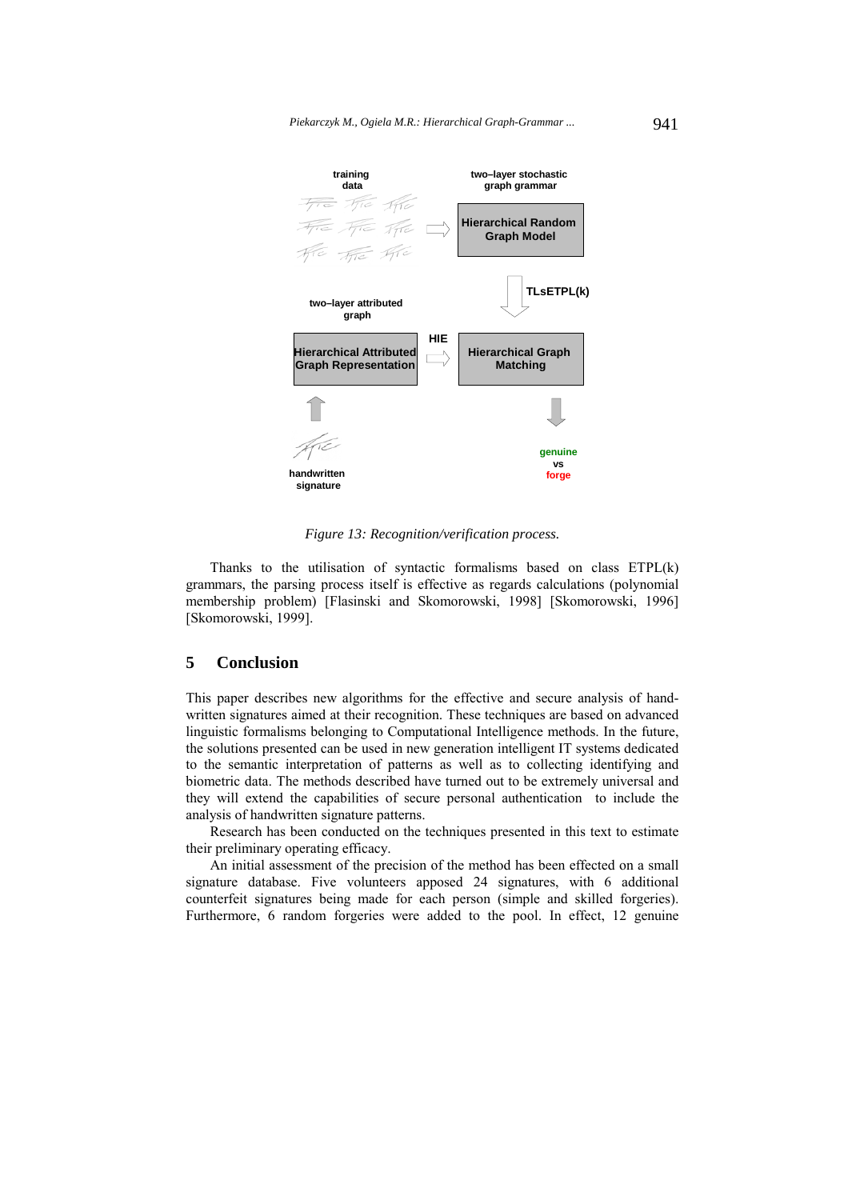*Figure 13: Recognition/verification process.*

Thanks to the utilisation of syntactic formalisms based on class ETPL(k) grammars, the parsing process itself is effective as regards calculations (polynomial membership problem) [Flasinski and Skomorowski, 1998] [Skomorowski, 1996] [Skomorowski, 1999].

## 5 Conclusion

This paper describes new algorithms for the effective and secure analysis of handwritten signatures aimed at their recognition. These techniques are based on advanced linguistic formalisms belonging to Computational Intelligence methods. In the future, the solutions presented can be used in new generation intelligent IT systems dedicated to the semantic interpretation of patterns as well as to collecting identifying and biometric data. The methods described have turned out to be extremely universal and they will extend the capabilities of secure personal authentication to include the analysis of handwritten signature patterns.

Research has been conducted on the techniques presented in this text to estimate their preliminary operating efficacy.

An initial assessment of the precision of the method has been effected on a small signature database. Five volunteers apposed 24 signatures, with 6 additional counterfeit signatures being made for each person (simple and skilled forgeries). Furthermore, 6 random forgeries were added to the pool. In effect, 12 genuine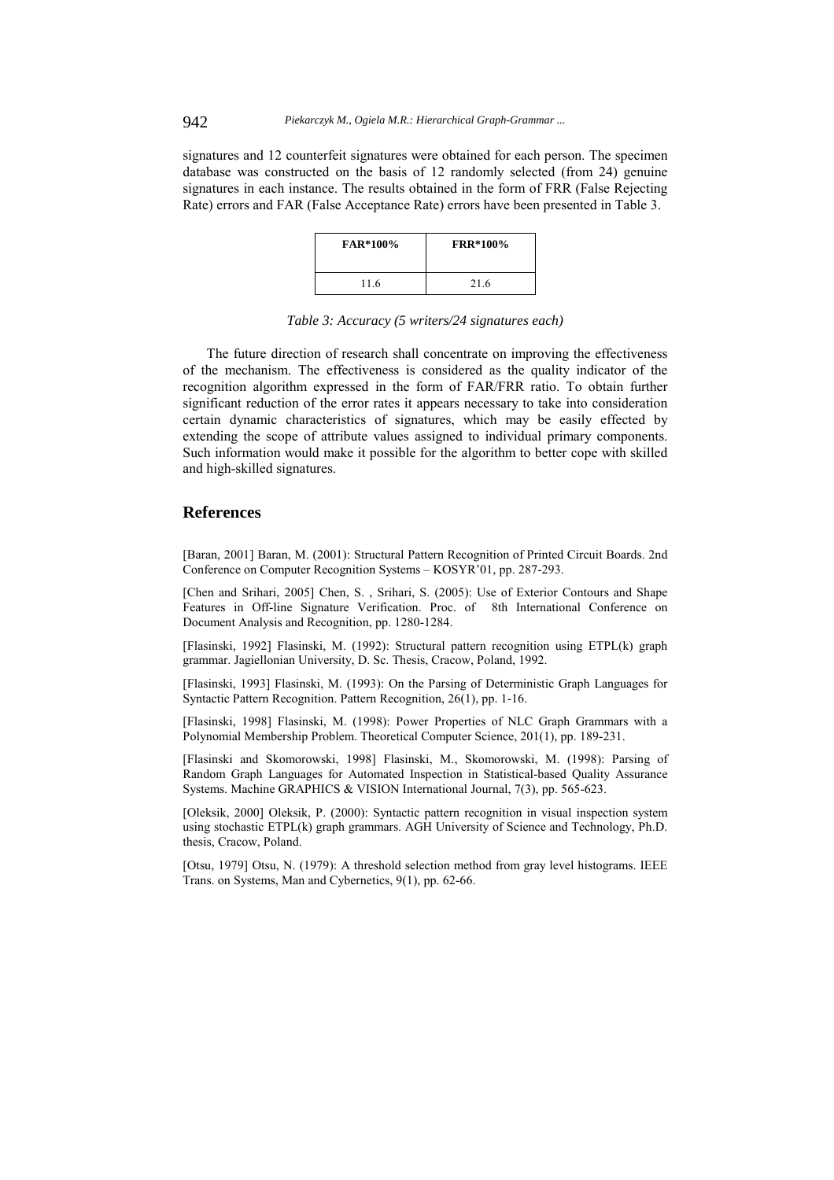signatures and 12 counterfeit signatures were obtained for each person. The specimen database was constructed on the basis of 12 randomly selected (from 24) genuine signatures in each instance. The results obtained in the form of FRR (False Rejecting Rate) errors and FAR (False Acceptance Rate) errors have been presented in Table 3.

| **FAR*100%** | **FRR*100%** |
| --- | --- |
| 11.6 | 21.6 |

*Table 3: Accuracy (5 writers/24 signatures each)*

The future direction of research shall concentrate on improving the effectiveness of the mechanism. The effectiveness is considered as the quality indicator of the recognition algorithm expressed in the form of FAR/FRR ratio. To obtain further significant reduction of the error rates it appears necessary to take into consideration certain dynamic characteristics of signatures, which may be easily effected by extending the scope of attribute values assigned to individual primary components. Such information would make it possible for the algorithm to better cope with skilled and high-skilled signatures.

## References

[Baran, 2001] Baran, M. (2001): Structural Pattern Recognition of Printed Circuit Boards. 2nd Conference on Computer Recognition Systems – KOSYR'01, pp. 287-293.

[Chen and Srihari, 2005] Chen, S. , Srihari, S. (2005): Use of Exterior Contours and Shape Features in Off-line Signature Verification. Proc. of 8th International Conference on Document Analysis and Recognition, pp. 1280-1284.

[Flasinski, 1992] Flasinski, M. (1992): Structural pattern recognition using ETPL(k) graph grammar. Jagiellonian University, D. Sc. Thesis, Cracow, Poland, 1992.

[Flasinski, 1993] Flasinski, M. (1993): On the Parsing of Deterministic Graph Languages for Syntactic Pattern Recognition. Pattern Recognition, 26(1), pp. 1-16.

[Flasinski, 1998] Flasinski, M. (1998): Power Properties of NLC Graph Grammars with a Polynomial Membership Problem. Theoretical Computer Science, 201(1), pp. 189-231.

[Flasinski and Skomorowski, 1998] Flasinski, M., Skomorowski, M. (1998): Parsing of Random Graph Languages for Automated Inspection in Statistical-based Quality Assurance Systems. Machine GRAPHICS & VISION International Journal, 7(3), pp. 565-623.

[Oleksik, 2000] Oleksik, P. (2000): Syntactic pattern recognition in visual inspection system using stochastic ETPL(k) graph grammars. AGH University of Science and Technology, Ph.D. thesis, Cracow, Poland.

[Otsu, 1979] Otsu, N. (1979): A threshold selection method from gray level histograms. IEEE Trans. on Systems, Man and Cybernetics, 9(1), pp. 62-66.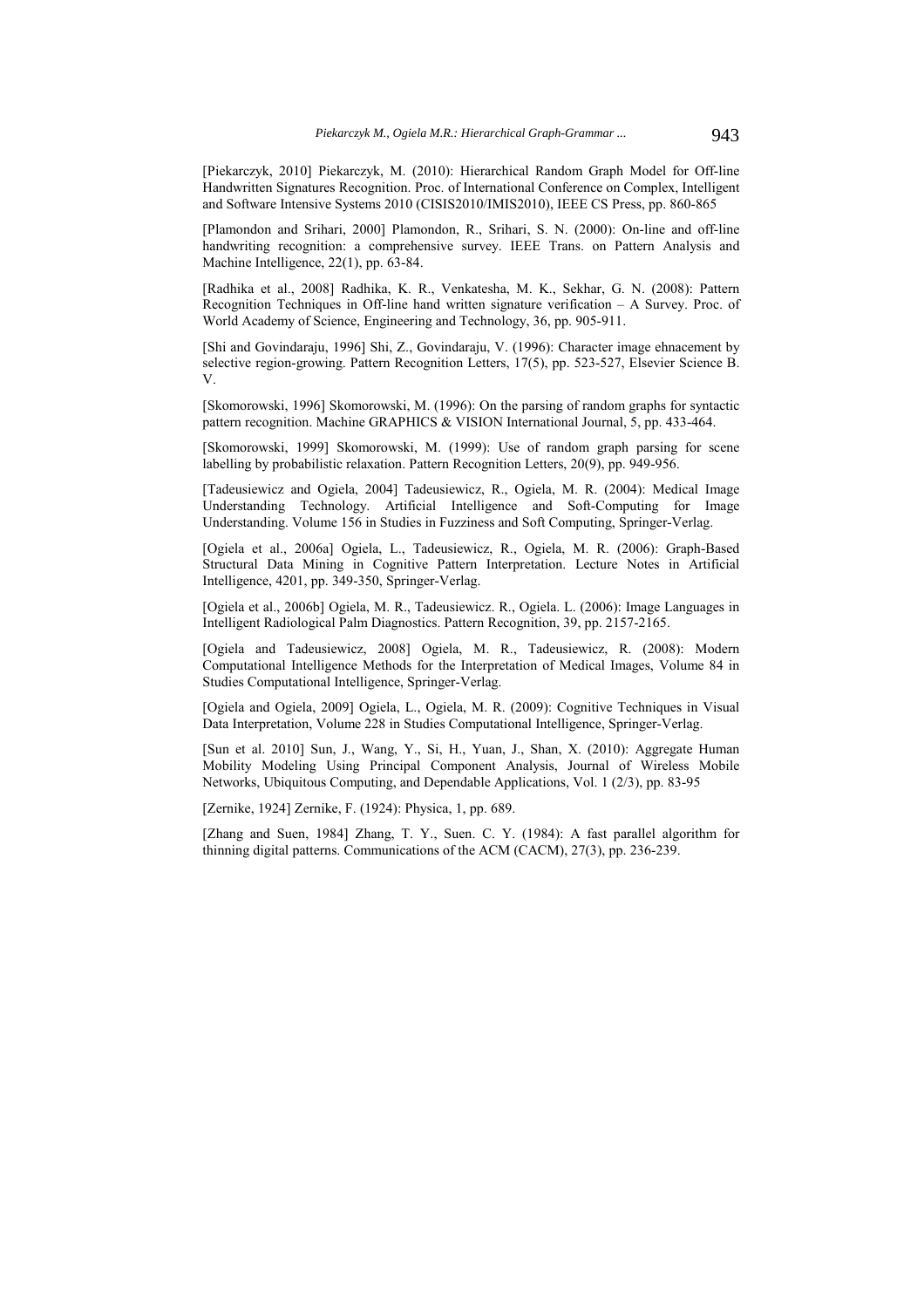[Piekarczyk, 2010] Piekarczyk, M. (2010): Hierarchical Random Graph Model for Off-line Handwritten Signatures Recognition. Proc. of International Conference on Complex, Intelligent and Software Intensive Systems 2010 (CISIS2010/IMIS2010), IEEE CS Press, pp. 860-865

[Plamondon and Srihari, 2000] Plamondon, R., Srihari, S. N. (2000): On-line and off-line handwriting recognition: a comprehensive survey. IEEE Trans. on Pattern Analysis and Machine Intelligence, 22(1), pp. 63-84.

[Radhika et al., 2008] Radhika, K. R., Venkatesha, M. K., Sekhar, G. N. (2008): Pattern Recognition Techniques in Off-line hand written signature verification – A Survey. Proc. of World Academy of Science, Engineering and Technology, 36, pp. 905-911.

[Shi and Govindaraju, 1996] Shi, Z., Govindaraju, V. (1996): Character image ehnacement by selective region-growing. Pattern Recognition Letters, 17(5), pp. 523-527, Elsevier Science B. V.

[Skomorowski, 1996] Skomorowski, M. (1996): On the parsing of random graphs for syntactic pattern recognition. Machine GRAPHICS & VISION International Journal, 5, pp. 433-464.

[Skomorowski, 1999] Skomorowski, M. (1999): Use of random graph parsing for scene labelling by probabilistic relaxation. Pattern Recognition Letters, 20(9), pp. 949-956.

[Tadeusiewicz and Ogiela, 2004] Tadeusiewicz, R., Ogiela, M. R. (2004): Medical Image Understanding Technology. Artificial Intelligence and Soft-Computing for Image Understanding. Volume 156 in Studies in Fuzziness and Soft Computing, Springer-Verlag.

[Ogiela et al., 2006a] Ogiela, L., Tadeusiewicz, R., Ogiela, M. R. (2006): Graph-Based Structural Data Mining in Cognitive Pattern Interpretation. Lecture Notes in Artificial Intelligence, 4201, pp. 349-350, Springer-Verlag.

[Ogiela et al., 2006b] Ogiela, M. R., Tadeusiewicz. R., Ogiela. L. (2006): Image Languages in Intelligent Radiological Palm Diagnostics. Pattern Recognition, 39, pp. 2157-2165.

[Ogiela and Tadeusiewicz, 2008] Ogiela, M. R., Tadeusiewicz, R. (2008): Modern Computational Intelligence Methods for the Interpretation of Medical Images, Volume 84 in Studies Computational Intelligence, Springer-Verlag.

[Ogiela and Ogiela, 2009] Ogiela, L., Ogiela, M. R. (2009): Cognitive Techniques in Visual Data Interpretation, Volume 228 in Studies Computational Intelligence, Springer-Verlag.

[Sun et al. 2010] Sun, J., Wang, Y., Si, H., Yuan, J., Shan, X. (2010): Aggregate Human Mobility Modeling Using Principal Component Analysis, Journal of Wireless Mobile Networks, Ubiquitous Computing, and Dependable Applications, Vol. 1 (2/3), pp. 83-95

[Zernike, 1924] Zernike, F. (1924): Physica, 1, pp. 689.

[Zhang and Suen, 1984] Zhang, T. Y., Suen. C. Y. (1984): A fast parallel algorithm for thinning digital patterns. Communications of the ACM (CACM), 27(3), pp. 236-239.